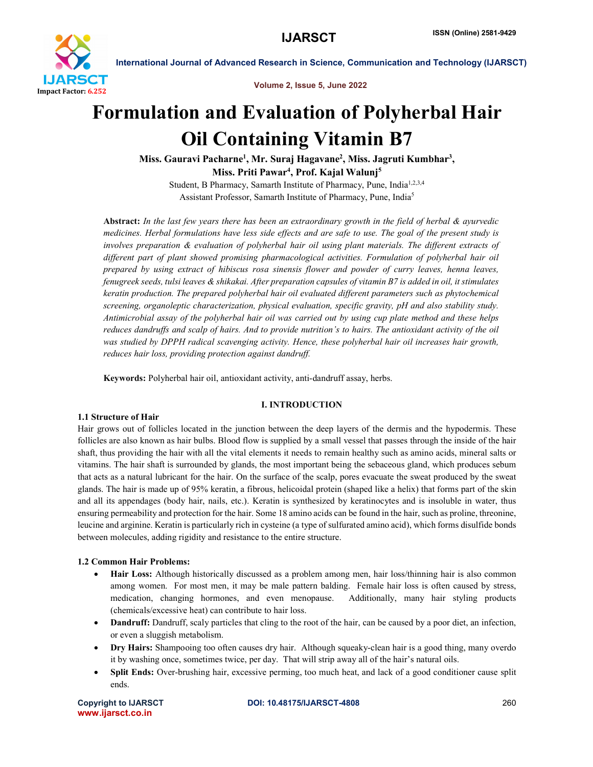# Formulation and Evaluation of Polyherbal Hair Oil Containing Vitamin B7

**Miss. Gaurävi Pacharne[1], Mr. Suraj Hagavane[2], Miss. Jagruti Kumbhar[3], Miss. Priti Pawar[4], Prof. Kajal Walunj[5]**

Student, B Pharmacy, Samarth Institute of Pharmacy, Pune, India[1,2,3,4]
Assistant Professor, Samarth Institute of Pharmacy, Pune, India[5]

**Abstract:** *In the last few years there has been an extraordinary growth in the field of herbal & ayurvedic medicines. Herbal formulations have less side effects and are safe to use. The goal of the present study is involves preparation & evaluation of polyherbal hair oil using plant materials. The different extracts of different part of plant showed promising pharmacological activities. Formulation of polyherbal hair oil prepared by using extract of hibiscus rosa sinensis flower and powder of curry leaves, henna leaves, fenugreek seeds, tulsi leaves & shikakai. After preparation capsules of vitamin B7 is added in oil, it stimulates keratin production. The prepared polyherbal hair oil evaluated different parameters such as phytochemical screening, organoleptic characterization, physical evaluation, specific gravity, pH and also stability study. Antimicrobial assay of the polyherbal hair oil was carried out by using cup plate method and these helps reduces dandruffs and scalp of hairs. And to provide nutrition's to hairs. The antioxidant activity of the oil was studied by DPPH radical scavenging activity. Hence, these polyherbal hair oil increases hair growth, reduces hair loss, providing protection against dandruff.*

**Keywords:** Polyherbal hair oil, antioxidant activity, anti-dandruff assay, herbs.

## I. INTRODUCTION

### 1.1 Structure of Hair

Hair grows out of follicles located in the junction between the deep layers of the dermis and the hypodermis. These follicles are also known as hair bulbs. Blood flow is supplied by a small vessel that passes through the inside of the hair shaft, thus providing the hair with all the vital elements it needs to remain healthy such as amino acids, mineral salts or vitamins. The hair shaft is surrounded by glands, the most important being the sebaceous gland, which produces sebum that acts as a natural lubricant for the hair. On the surface of the scalp, pores evacuate the sweat produced by the sweat glands. The hair is made up of 95% keratin, a fibrous, helicoidal protein (shaped like a helix) that forms part of the skin and all its appendages (body hair, nails, etc.). Keratin is synthesized by keratinocytes and is insoluble in water, thus ensuring permeability and protection for the hair. Some 18 amino acids can be found in the hair, such as proline, threonine, leucine and arginine. Keratin is particularly rich in cysteine (a type of sulfurated amino acid), which forms disulfide bonds between molecules, adding rigidity and resistance to the entire structure.

### 1.2 Common Hair Problems:

- **Hair Loss:** Although historically discussed as a problem among men, hair loss/thinning hair is also common among women. For most men, it may be male pattern balding. Female hair loss is often caused by stress, medication, changing hormones, and even menopause. Additionally, many hair styling products (chemicals/excessive heat) can contribute to hair loss.
- **Dandruff:** Dandruff, scaly particles that cling to the root of the hair, can be caused by a poor diet, an infection, or even a sluggish metabolism.
- **Dry Hairs:** Shampooing too often causes dry hair. Although squeaky-clean hair is a good thing, many overdo it by washing once, sometimes twice, per day. That will strip away all of the hair's natural oils.
- **Split Ends:** Over-brushing hair, excessive perming, too much heat, and lack of a good conditioner cause split ends.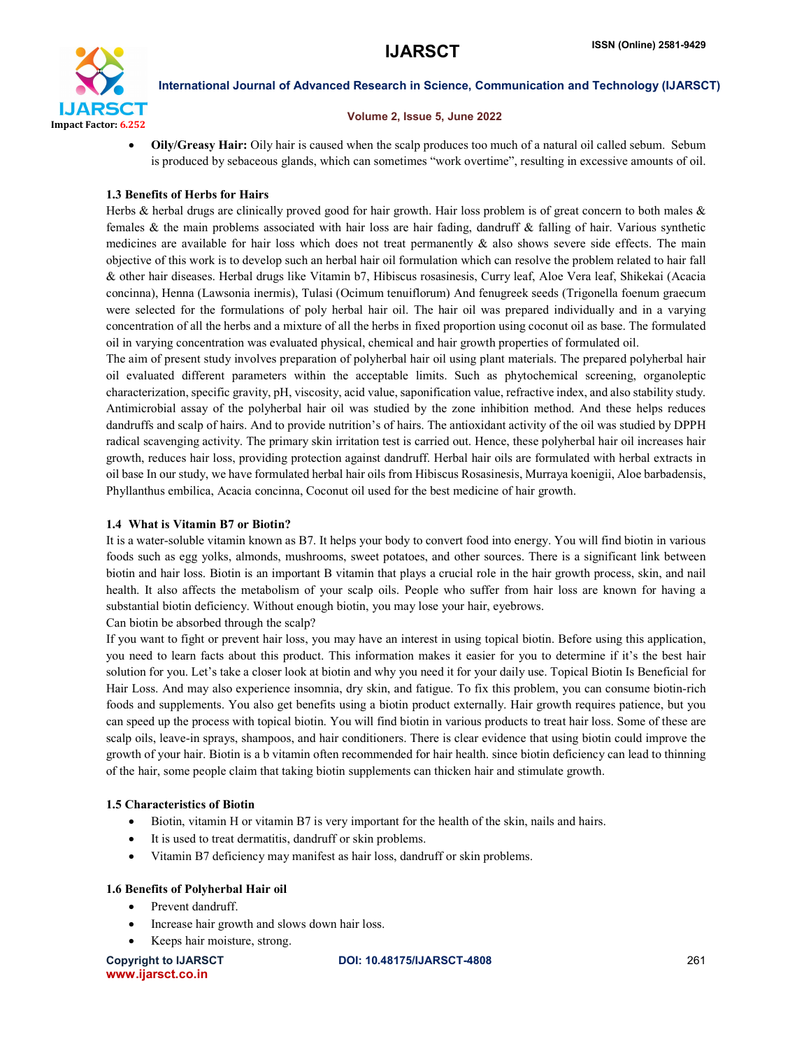- **Oily/Greasy Hair:** Oily hair is caused when the scalp produces too much of a natural oil called sebum. Sebum is produced by sebaceous glands, which can sometimes "work overtime", resulting in excessive amounts of oil.

### 1.3 Benefits of Herbs for Hairs

Herbs & herbal drugs are clinically proved good for hair growth. Hair loss problem is of great concern to both males & females & the main problems associated with hair loss are hair fading, dandruff & falling of hair. Various synthetic medicines are available for hair loss which does not treat permanently & also shows severe side effects. The main objective of this work is to develop such an herbal hair oil formulation which can resolve the problem related to hair fall & other hair diseases. Herbal drugs like Vitamin b7, Hibiscus rosasinesis, Curry leaf, Aloe Vera leaf, Shikekai (Acacia concinna), Henna (Lawsonia inermis), Tulasi (Ocimum tenuiflorum) And fenugreek seeds (Trigonella foenum graecum were selected for the formulations of poly herbal hair oil. The hair oil was prepared individually and in a varying concentration of all the herbs and a mixture of all the herbs in fixed proportion using coconut oil as base. The formulated oil in varying concentration was evaluated physical, chemical and hair growth properties of formulated oil.

The aim of present study involves preparation of polyherbal hair oil using plant materials. The prepared polyherbal hair oil evaluated different parameters within the acceptable limits. Such as phytochemical screening, organoleptic characterization, specific gravity, pH, viscosity, acid value, saponification value, refractive index, and also stability study. Antimicrobial assay of the polyherbal hair oil was studied by the zone inhibition method. And these helps reduces dandruffs and scalp of hairs. And to provide nutrition's of hairs. The antioxidant activity of the oil was studied by DPPH radical scavenging activity. The primary skin irritation test is carried out. Hence, these polyherbal hair oil increases hair growth, reduces hair loss, providing protection against dandruff. Herbal hair oils are formulated with herbal extracts in oil base In our study, we have formulated herbal hair oils from Hibiscus Rosasinesis, Murraya koenigii, Aloe barbadensis, Phyllanthus embilica, Acacia concinna, Coconut oil used for the best medicine of hair growth.

### 1.4 What is Vitamin B7 or Biotin?

It is a water-soluble vitamin known as B7. It helps your body to convert food into energy. You will find biotin in various foods such as egg yolks, almonds, mushrooms, sweet potatoes, and other sources. There is a significant link between biotin and hair loss. Biotin is an important B vitamin that plays a crucial role in the hair growth process, skin, and nail health. It also affects the metabolism of your scalp oils. People who suffer from hair loss are known for having a substantial biotin deficiency. Without enough biotin, you may lose your hair, eyebrows.

Can biotin be absorbed through the scalp?

If you want to fight or prevent hair loss, you may have an interest in using topical biotin. Before using this application, you need to learn facts about this product. This information makes it easier for you to determine if it's the best hair solution for you. Let's take a closer look at biotin and why you need it for your daily use. Topical Biotin Is Beneficial for Hair Loss. And may also experience insomnia, dry skin, and fatigue. To fix this problem, you can consume biotin-rich foods and supplements. You also get benefits using a biotin product externally. Hair growth requires patience, but you can speed up the process with topical biotin. You will find biotin in various products to treat hair loss. Some of these are scalp oils, leave-in sprays, shampoos, and hair conditioners. There is clear evidence that using biotin could improve the growth of your hair. Biotin is a b vitamin often recommended for hair health. since biotin deficiency can lead to thinning of the hair, some people claim that taking biotin supplements can thicken hair and stimulate growth.

### 1.5 Characteristics of Biotin

- Biotin, vitamin H or vitamin B7 is very important for the health of the skin, nails and hairs.
- It is used to treat dermatitis, dandruff or skin problems.
- Vitamin B7 deficiency may manifest as hair loss, dandruff or skin problems.

### 1.6 Benefits of Polyherbal Hair oil

- Prevent dandruff.
- Increase hair growth and slows down hair loss.
- Keeps hair moisture, strong.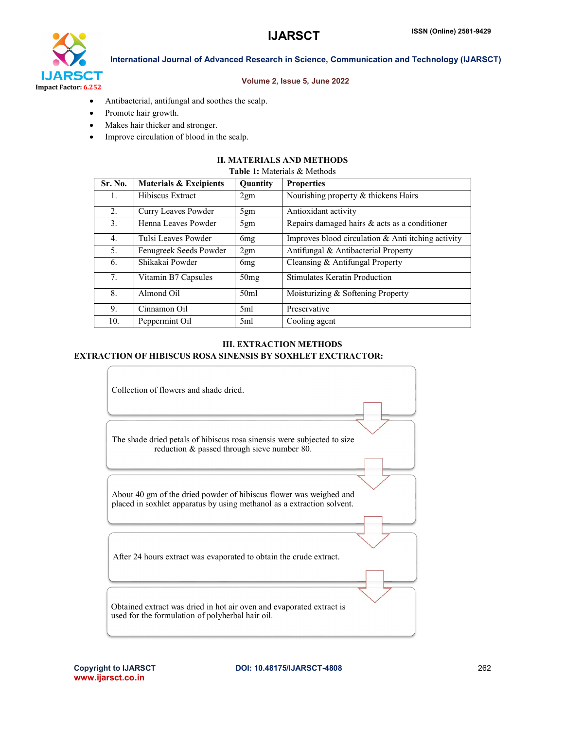- Antibacterial, antifungal and soothes the scalp.
- Promote hair growth.
- Makes hair thicker and stronger.
- Improve circulation of blood in the scalp.

## II. MATERIALS AND METHODS

**Table 1:** Materials & Methods

| Sr. No. | Materials & Excipients | Quantity | Properties |
|---|---|---|---|
| 1. | Hibiscus Extract | 2gm | Nourishing property & thickens Hairs |
| 2. | Curry Leaves Powder | 5gm | Antioxidant activity |
| 3. | Henna Leaves Powder | 5gm | Repairs damaged hairs & acts as a conditioner |
| 4. | Tulsi Leaves Powder | 6mg | Improves blood circulation & Anti itching activity |
| 5. | Fenugreek Seeds Powder | 2gm | Antifungal & Antibacterial Property |
| 6. | Shikakai Powder | 6mg | Cleansing & Antifungal Property |
| 7. | Vitamin B7 Capsules | 50mg | Stimulates Keratin Production |
| 8. | Almond Oil | 50ml | Moisturizing & Softening Property |
| 9. | Cinnamon Oil | 5ml | Preservative |
| 10. | Peppermint Oil | 5ml | Cooling agent |

## III. EXTRACTION METHODS

**EXTRACTION OF HIBISCUS ROSA SINENSIS BY SOXHLET EXCTRACTOR:**

Collection of flowers and shade dried.

↓

The shade dried petals of hibiscus rosa sinensis were subjected to size reduction & passed through sieve number 80.

↓

About 40 gm of the dried powder of hibiscus flower was weighed and placed in soxhlet apparatus by using methanol as a extraction solvent.

↓

After 24 hours extract was evaporated to obtain the crude extract.

↓

Obtained extract was dried in hot air oven and evaporated extract is used for the formulation of polyherbal hair oil.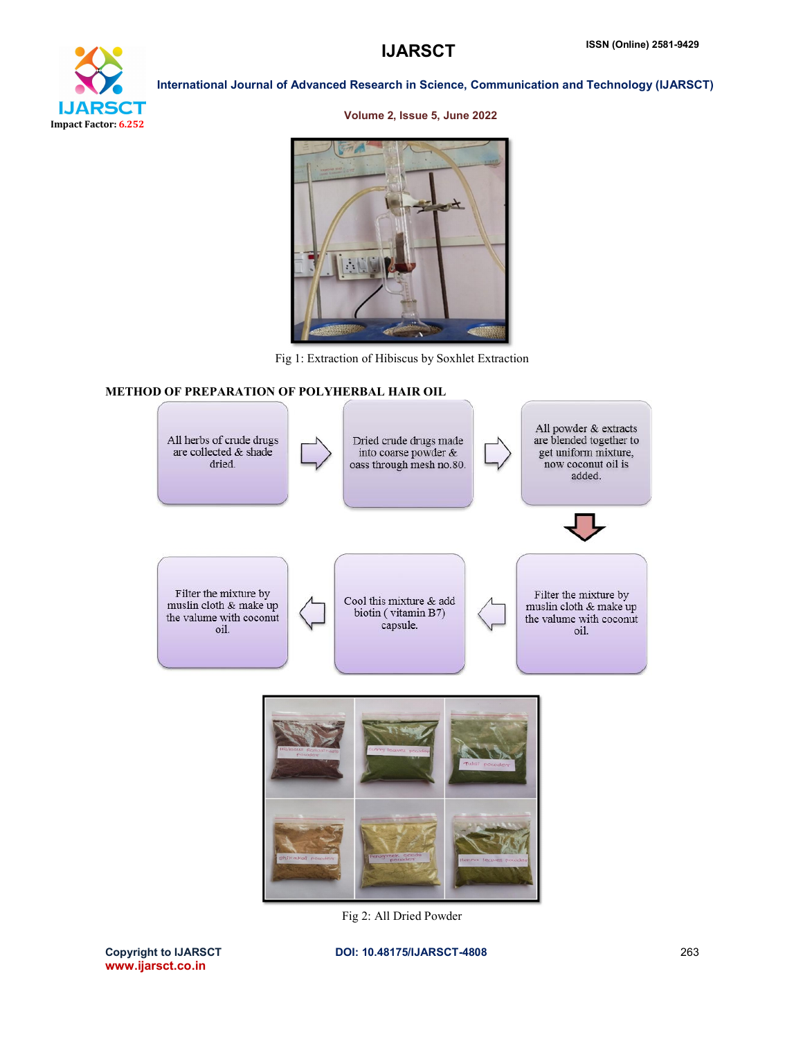Fig 1: Extraction of Hibiscus by Soxhlet Extraction

**METHOD OF PREPARATION OF POLYHERBAL HAIR OIL**

All herbs of crude drugs are collected & shade dried.

Dried crude drugs made into coarse powder & oass through mesh no.80.

All powder & extracts are blended together to get uniform mixture, now coconut oil is added.

Filter the mixture by muslin cloth & make up the valume with coconut oil.

Cool this mixture & add biotin ( vitamin B7) capsule.

Filter the mixture by muslin cloth & make up the valume with coconut oil.

Fig 2: All Dried Powder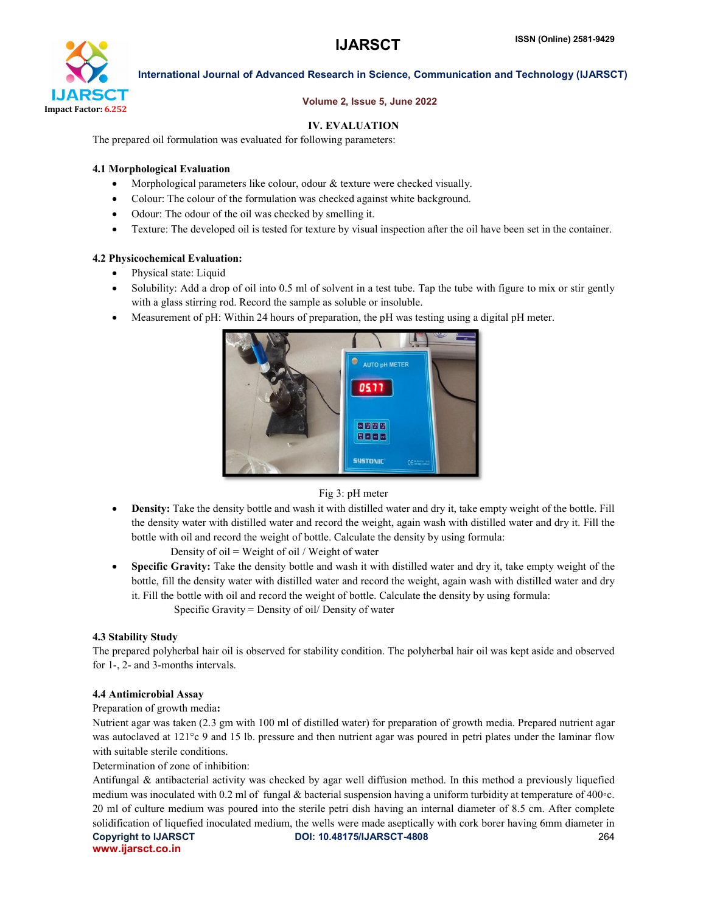## IV. EVALUATION

The prepared oil formulation was evaluated for following parameters:

### 4.1 Morphological Evaluation

- Morphological parameters like colour, odour & texture were checked visually.
- Colour: The colour of the formulation was checked against white background.
- Odour: The odour of the oil was checked by smelling it.
- Texture: The developed oil is tested for texture by visual inspection after the oil have been set in the container.

### 4.2 Physicochemical Evaluation:

- Physical state: Liquid
- Solubility: Add a drop of oil into 0.5 ml of solvent in a test tube. Tap the tube with figure to mix or stir gently with a glass stirring rod. Record the sample as soluble or insoluble.
- Measurement of pH: Within 24 hours of preparation, the pH was testing using a digital pH meter.

Fig 3: pH meter

- **Density:** Take the density bottle and wash it with distilled water and dry it, take empty weight of the bottle. Fill the density water with distilled water and record the weight, again wash with distilled water and dry it. Fill the bottle with oil and record the weight of bottle. Calculate the density by using formula:

  Density of oil = Weight of oil / Weight of water

- **Specific Gravity:** Take the density bottle and wash it with distilled water and dry it, take empty weight of the bottle, fill the density water with distilled water and record the weight, again wash with distilled water and dry it. Fill the bottle with oil and record the weight of bottle. Calculate the density by using formula:

  Specific Gravity = Density of oil/ Density of water

### 4.3 Stability Study

The prepared polyherbal hair oil is observed for stability condition. The polyherbal hair oil was kept aside and observed for 1-, 2- and 3-months intervals.

### 4.4 Antimicrobial Assay

Preparation of growth media**:**

Nutrient agar was taken (2.3 gm with 100 ml of distilled water) for preparation of growth media. Prepared nutrient agar was autoclaved at 121°c 9 and 15 lb. pressure and then nutrient agar was poured in petri plates under the laminar flow with suitable sterile conditions.

Determination of zone of inhibition:

Antifungal & antibacterial activity was checked by agar well diffusion method. In this method a previously liquefied medium was inoculated with 0.2 ml of fungal & bacterial suspension having a uniform turbidity at temperature of 400◦c. 20 ml of culture medium was poured into the sterile petri dish having an internal diameter of 8.5 cm. After complete solidification of liquefied inoculated medium, the wells were made aseptically with cork borer having 6mm diameter in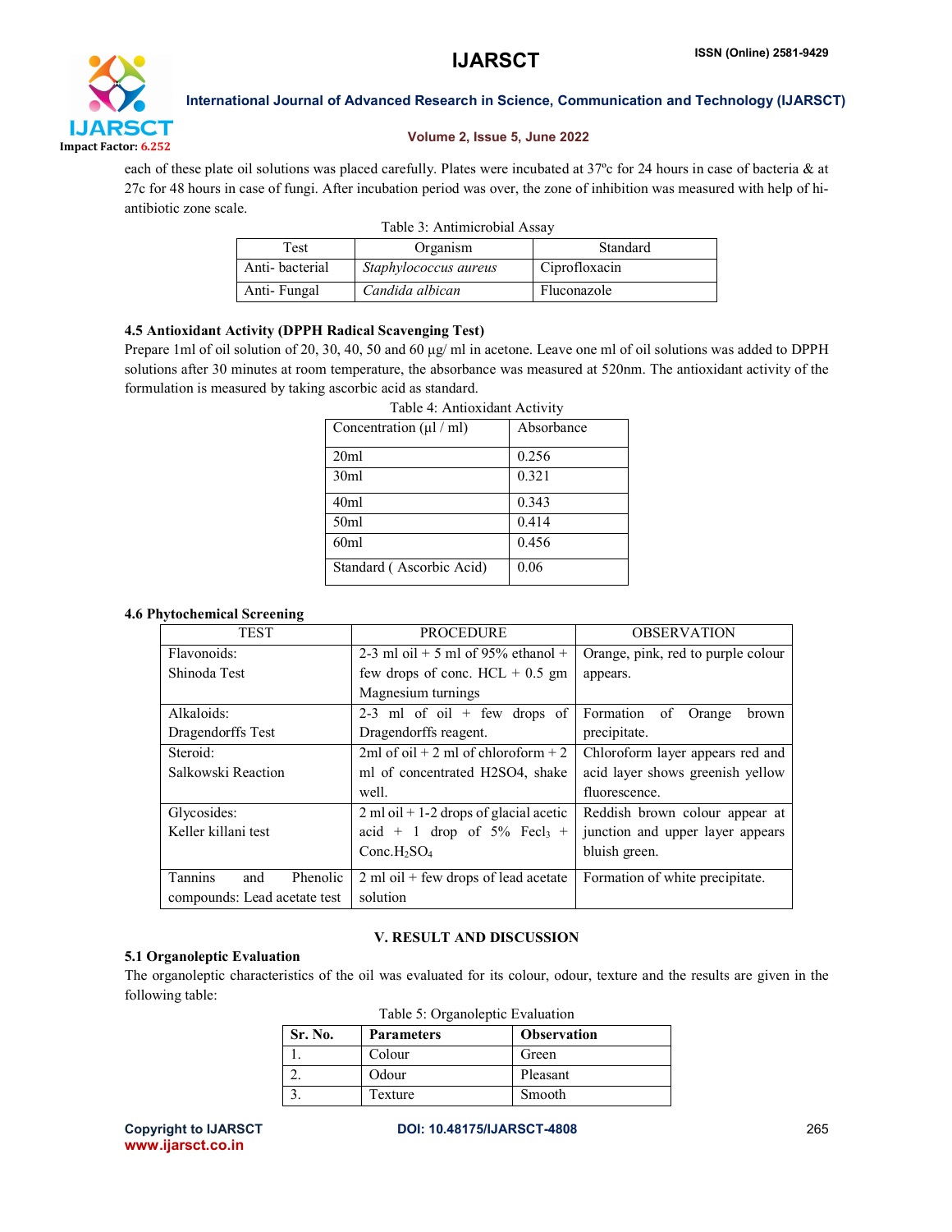each of these plate oil solutions was placed carefully. Plates were incubated at 37ºc for 24 hours in case of bacteria & at 27c for 48 hours in case of fungi. After incubation period was over, the zone of inhibition was measured with help of hi-antibiotic zone scale.

Table 3: Antimicrobial Assay

| Test | Organism | Standard |
|---|---|---|
| Anti- bacterial | *Staphylococcus aureus* | Ciprofloxacin |
| Anti- Fungal | *Candida albican* | Fluconazole |

### 4.5 Antioxidant Activity (DPPH Radical Scavenging Test)

Prepare 1ml of oil solution of 20, 30, 40, 50 and 60 µg/ ml in acetone. Leave one ml of oil solutions was added to DPPH solutions after 30 minutes at room temperature, the absorbance was measured at 520nm. The antioxidant activity of the formulation is measured by taking ascorbic acid as standard.

Table 4: Antioxidant Activity

| Concentration (µl / ml) | Absorbance |
|---|---|
| 20ml | 0.256 |
| 30ml | 0.321 |
| 40ml | 0.343 |
| 50ml | 0.414 |
| 60ml | 0.456 |
| Standard ( Ascorbic Acid) | 0.06 |

### 4.6 Phytochemical Screening

| TEST | PROCEDURE | OBSERVATION |
|---|---|---|
| Flavonoids: Shinoda Test | 2-3 ml oil + 5 ml of 95% ethanol + few drops of conc. HCL + 0.5 gm Magnesium turnings | Orange, pink, red to purple colour appears. |
| Alkaloids: Dragendorffs Test | 2-3 ml of oil + few drops of Dragendorffs reagent. | Formation of Orange brown precipitate. |
| Steroid: Salkowski Reaction | 2ml of oil + 2 ml of chloroform + 2 ml of concentrated H2SO4, shake well. | Chloroform layer appears red and acid layer shows greenish yellow fluorescence. |
| Glycosides: Keller killani test | 2 ml oil + 1-2 drops of glacial acetic acid + 1 drop of 5% $FeCl_3$ + Conc.$H_2SO_4$ | Reddish brown colour appear at junction and upper layer appears bluish green. |
| Tannins and Phenolic compounds: Lead acetate test | 2 ml oil + few drops of lead acetate solution | Formation of white precipitate. |

## V. RESULT AND DISCUSSION

### 5.1 Organoleptic Evaluation

The organoleptic characteristics of the oil was evaluated for its colour, odour, texture and the results are given in the following table:

Table 5: Organoleptic Evaluation

| Sr. No. | Parameters | Observation |
|---|---|---|
| 1. | Colour | Green |
| 2. | Odour | Pleasant |
| 3. | Texture | Smooth |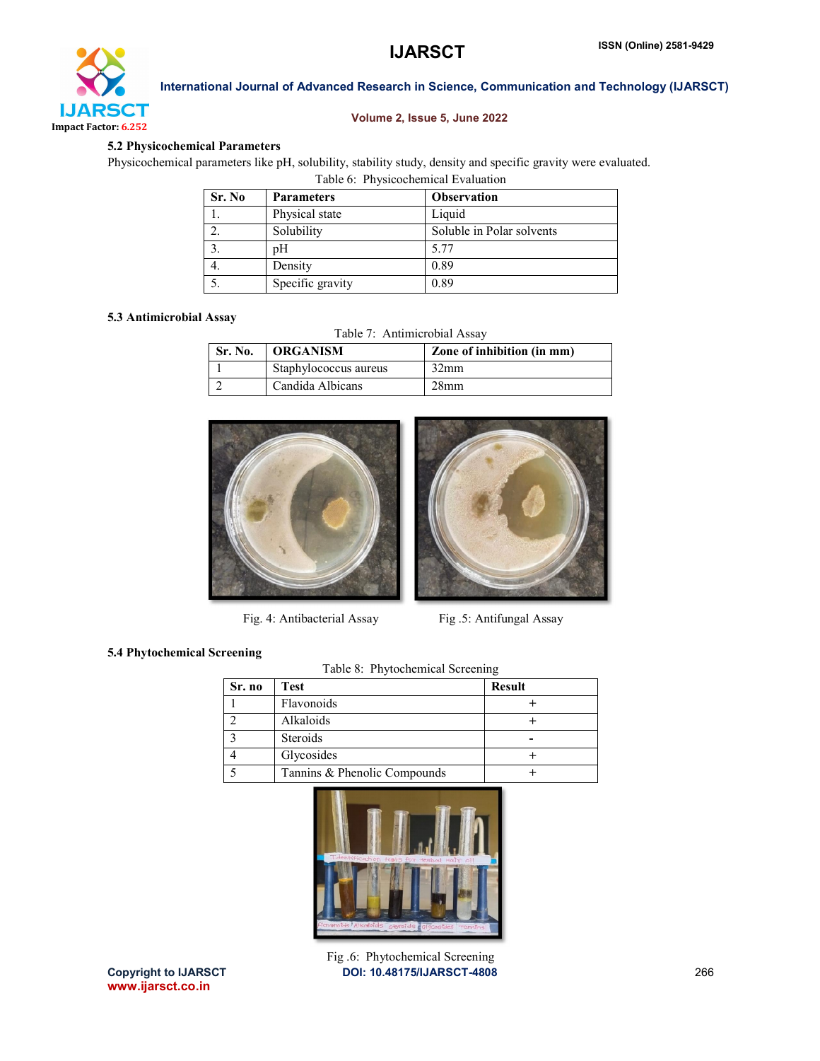### 5.2 Physicochemical Parameters

Physicochemical parameters like pH, solubility, stability study, density and specific gravity were evaluated.

Table 6: Physicochemical Evaluation

| Sr. No | Parameters | Observation |
|---|---|---|
| 1. | Physical state | Liquid |
| 2. | Solubility | Soluble in Polar solvents |
| 3. | pH | 5.77 |
| 4. | Density | 0.89 |
| 5. | Specific gravity | 0.89 |

### 5.3 Antimicrobial Assay

Table 7: Antimicrobial Assay

| Sr. No. | ORGANISM | Zone of inhibition (in mm) |
|---|---|---|
| 1 | Staphylococcus aureus | 32mm |
| 2 | Candida Albicans | 28mm |

Fig. 4: Antibacterial Assay

Fig .5: Antifungal Assay

### 5.4 Phytochemical Screening

Table 8: Phytochemical Screening

| Sr. no | Test | Result |
|---|---|---|
| 1 | Flavonoids | + |
| 2 | Alkaloids | + |
| 3 | Steroids | - |
| 4 | Glycosides | + |
| 5 | Tannins & Phenolic Compounds | + |

Fig .6: Phytochemical Screening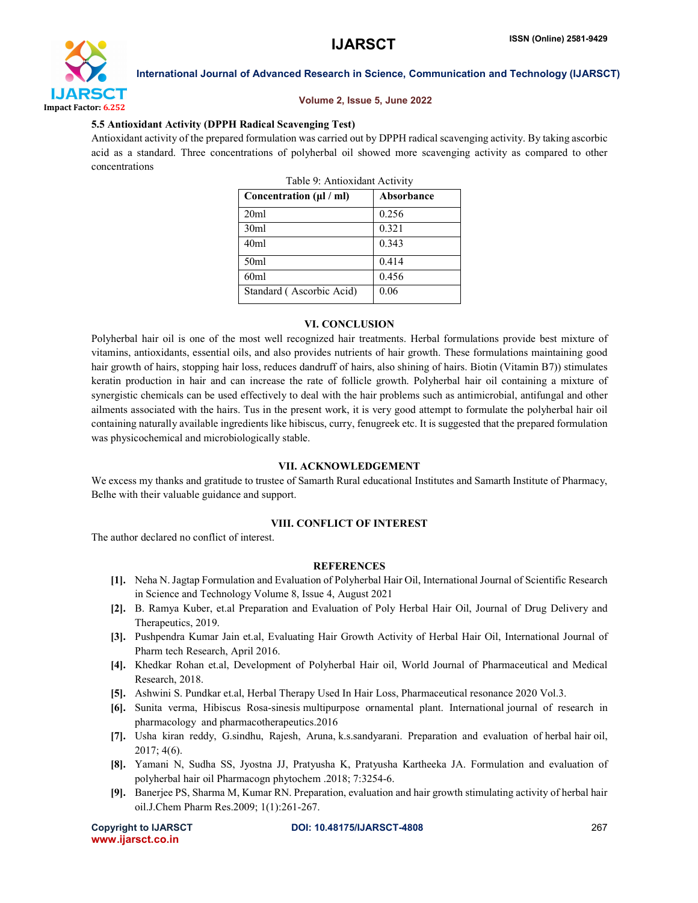### 5.5 Antioxidant Activity (DPPH Radical Scavenging Test)

Antioxidant activity of the prepared formulation was carried out by DPPH radical scavenging activity. By taking ascorbic acid as a standard. Three concentrations of polyherbal oil showed more scavenging activity as compared to other concentrations

Table 9: Antioxidant Activity

| Concentration (µl / ml) | Absorbance |
|---|---|
| 20ml | 0.256 |
| 30ml | 0.321 |
| 40ml | 0.343 |
| 50ml | 0.414 |
| 60ml | 0.456 |
| Standard ( Ascorbic Acid) | 0.06 |

## VI. CONCLUSION

Polyherbal hair oil is one of the most well recognized hair treatments. Herbal formulations provide best mixture of vitamins, antioxidants, essential oils, and also provides nutrients of hair growth. These formulations maintaining good hair growth of hairs, stopping hair loss, reduces dandruff of hairs, also shining of hairs. Biotin (Vitamin B7)) stimulates keratin production in hair and can increase the rate of follicle growth. Polyherbal hair oil containing a mixture of synergistic chemicals can be used effectively to deal with the hair problems such as antimicrobial, antifungal and other ailments associated with the hairs. Tus in the present work, it is very good attempt to formulate the polyherbal hair oil containing naturally available ingredients like hibiscus, curry, fenugreek etc. It is suggested that the prepared formulation was physicochemical and microbiologically stable.

## VII. ACKNOWLEDGEMENT

We excess my thanks and gratitude to trustee of Samarth Rural educational Institutes and Samarth Institute of Pharmacy, Belhe with their valuable guidance and support.

## VIII. CONFLICT OF INTEREST

The author declared no conflict of interest.

## REFERENCES

[1]. Neha N. Jagtap Formulation and Evaluation of Polyherbal Hair Oil, International Journal of Scientific Research in Science and Technology Volume 8, Issue 4, August 2021

[2]. B. Ramya Kuber, et.al Preparation and Evaluation of Poly Herbal Hair Oil, Journal of Drug Delivery and Therapeutics, 2019.

[3]. Pushpendra Kumar Jain et.al, Evaluating Hair Growth Activity of Herbal Hair Oil, International Journal of Pharm tech Research, April 2016.

[4]. Khedkar Rohan et.al, Development of Polyherbal Hair oil, World Journal of Pharmaceutical and Medical Research, 2018.

[5]. Ashwini S. Pundkar et.al, Herbal Therapy Used In Hair Loss, Pharmaceutical resonance 2020 Vol.3.

[6]. Sunita verma, Hibiscus Rosa-sinesis multipurpose ornamental plant. International journal of research in pharmacology and pharmacotherapeutics.2016

[7]. Usha kiran reddy, G.sindhu, Rajesh, Aruna, k.s.sandyarani. Preparation and evaluation of herbal hair oil, 2017; 4(6).

[8]. Yamani N, Sudha SS, Jyostna JJ, Pratyusha K, Pratyusha Kartheeka JA. Formulation and evaluation of polyherbal hair oil Pharmacogn phytochem .2018; 7:3254-6.

[9]. Banerjee PS, Sharma M, Kumar RN. Preparation, evaluation and hair growth stimulating activity of herbal hair oil.J.Chem Pharm Res.2009; 1(1):261-267.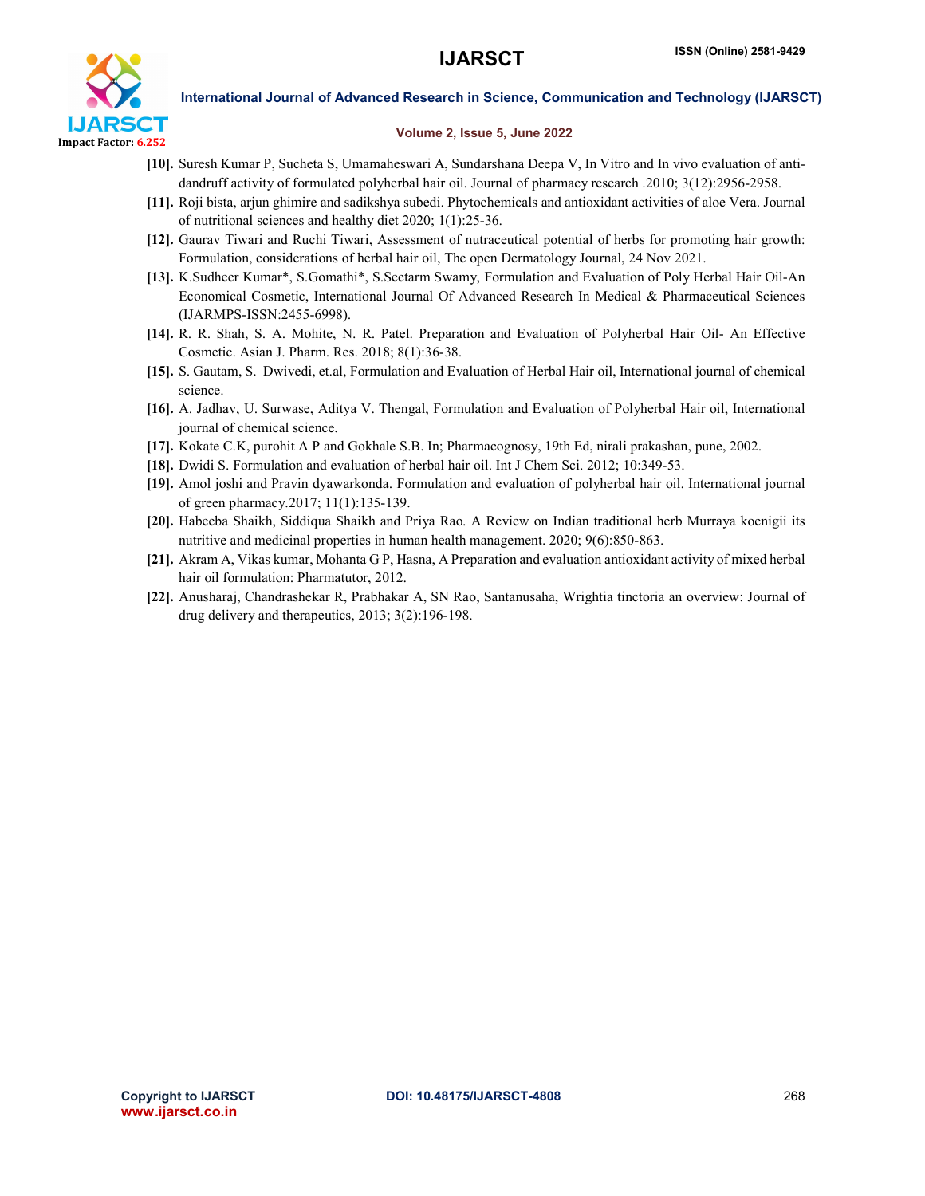[10]. Suresh Kumar P, Sucheta S, Umamaheswari A, Sundarshana Deepa V, In Vitro and In vivo evaluation of anti-dandruff activity of formulated polyherbal hair oil. Journal of pharmacy research .2010; 3(12):2956-2958.

[11]. Roji bista, arjun ghimire and sadikshya subedi. Phytochemicals and antioxidant activities of aloe Vera. Journal of nutritional sciences and healthy diet 2020; 1(1):25-36.

[12]. Gaurav Tiwari and Ruchi Tiwari, Assessment of nutraceutical potential of herbs for promoting hair growth: Formulation, considerations of herbal hair oil, The open Dermatology Journal, 24 Nov 2021.

[13]. K.Sudheer Kumar*, S.Gomathi*, S.Seetarm Swamy, Formulation and Evaluation of Poly Herbal Hair Oil-An Economical Cosmetic, International Journal Of Advanced Research In Medical & Pharmaceutical Sciences (IJARMPS-ISSN:2455-6998).

[14]. R. R. Shah, S. A. Mohite, N. R. Patel. Preparation and Evaluation of Polyherbal Hair Oil- An Effective Cosmetic. Asian J. Pharm. Res. 2018; 8(1):36-38.

[15]. S. Gautam, S. Dwivedi, et.al, Formulation and Evaluation of Herbal Hair oil, International journal of chemical science.

[16]. A. Jadhav, U. Surwase, Aditya V. Thengal, Formulation and Evaluation of Polyherbal Hair oil, International journal of chemical science.

[17]. Kokate C.K, purohit A P and Gokhale S.B. In; Pharmacognosy, 19th Ed, nirali prakashan, pune, 2002.

[18]. Dwidi S. Formulation and evaluation of herbal hair oil. Int J Chem Sci. 2012; 10:349-53.

[19]. Amol joshi and Pravin dyawarkonda. Formulation and evaluation of polyherbal hair oil. International journal of green pharmacy.2017; 11(1):135-139.

[20]. Habeeba Shaikh, Siddiqua Shaikh and Priya Rao. A Review on Indian traditional herb Murraya koenigii its nutritive and medicinal properties in human health management. 2020; 9(6):850-863.

[21]. Akram A, Vikas kumar, Mohanta G P, Hasna, A Preparation and evaluation antioxidant activity of mixed herbal hair oil formulation: Pharmatutor, 2012.

[22]. Anusharaj, Chandrashekar R, Prabhakar A, SN Rao, Santanusaha, Wrightia tinctoria an overview: Journal of drug delivery and therapeutics, 2013; 3(2):196-198.